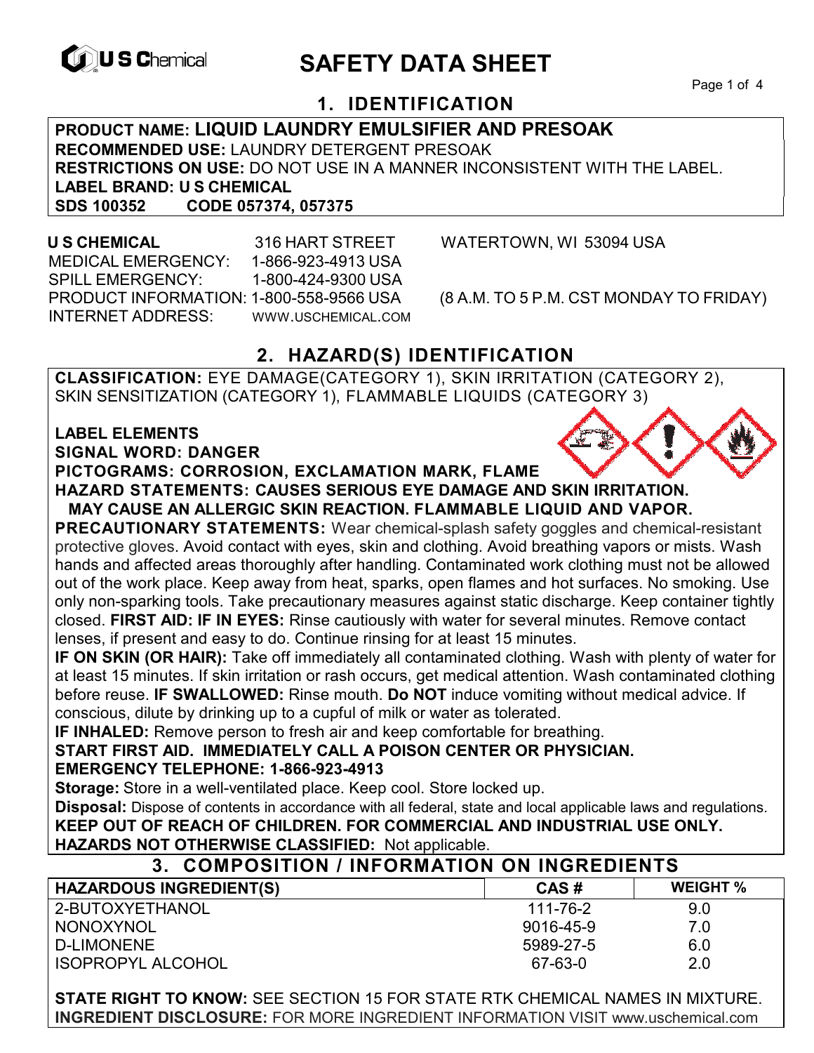U S Chemical

# SAFETY DATA SHEET

## 1. IDENTIFICATION

**PRODUCT NAME: LIQUID LAUNDRY EMULSIFIER AND PRESOAK**
**RECOMMENDED USE:** LAUNDRY DETERGENT PRESOAK
**RESTRICTIONS ON USE:** DO NOT USE IN A MANNER INCONSISTENT WITH THE LABEL.
**LABEL BRAND: U S CHEMICAL**
**SDS 100352 CODE 057374, 057375**

**U S CHEMICAL** 316 HART STREET WATERTOWN, WI 53094 USA
MEDICAL EMERGENCY: 1-866-923-4913 USA
SPILL EMERGENCY: 1-800-424-9300 USA
PRODUCT INFORMATION: 1-800-558-9566 USA (8 A.M. TO 5 P.M. CST MONDAY TO FRIDAY)
INTERNET ADDRESS: WWW.USCHEMICAL.COM

## 2. HAZARD(S) IDENTIFICATION

**CLASSIFICATION:** EYE DAMAGE(CATEGORY 1), SKIN IRRITATION (CATEGORY 2), SKIN SENSITIZATION (CATEGORY 1), FLAMMABLE LIQUIDS (CATEGORY 3)

**LABEL ELEMENTS**
**SIGNAL WORD: DANGER**
**PICTOGRAMS: CORROSION, EXCLAMATION MARK, FLAME**
**HAZARD STATEMENTS: CAUSES SERIOUS EYE DAMAGE AND SKIN IRRITATION. MAY CAUSE AN ALLERGIC SKIN REACTION. FLAMMABLE LIQUID AND VAPOR.**
**PRECAUTIONARY STATEMENTS:** Wear chemical-splash safety goggles and chemical-resistant protective gloves. Avoid contact with eyes, skin and clothing. Avoid breathing vapors or mists. Wash hands and affected areas thoroughly after handling. Contaminated work clothing must not be allowed out of the work place. Keep away from heat, sparks, open flames and hot surfaces. No smoking. Use only non-sparking tools. Take precautionary measures against static discharge. Keep container tightly closed. **FIRST AID: IF IN EYES:** Rinse cautiously with water for several minutes. Remove contact lenses, if present and easy to do. Continue rinsing for at least 15 minutes.
**IF ON SKIN (OR HAIR):** Take off immediately all contaminated clothing. Wash with plenty of water for at least 15 minutes. If skin irritation or rash occurs, get medical attention. Wash contaminated clothing before reuse. **IF SWALLOWED:** Rinse mouth. **Do NOT** induce vomiting without medical advice. If conscious, dilute by drinking up to a cupful of milk or water as tolerated.
**IF INHALED:** Remove person to fresh air and keep comfortable for breathing.
**START FIRST AID. IMMEDIATELY CALL A POISON CENTER OR PHYSICIAN.**
**EMERGENCY TELEPHONE: 1-866-923-4913**
**Storage:** Store in a well-ventilated place. Keep cool. Store locked up.
**Disposal:** Dispose of contents in accordance with all federal, state and local applicable laws and regulations.
**KEEP OUT OF REACH OF CHILDREN. FOR COMMERCIAL AND INDUSTRIAL USE ONLY.**
**HAZARDS NOT OTHERWISE CLASSIFIED:** Not applicable.

## 3. COMPOSITION / INFORMATION ON INGREDIENTS

| HAZARDOUS INGREDIENT(S) | CAS # | WEIGHT % |
|---|---|---|
| 2-BUTOXYETHANOL | 111-76-2 | 9.0 |
| NONOXYNOL | 9016-45-9 | 7.0 |
| D-LIMONENE | 5989-27-5 | 6.0 |
| ISOPROPYL ALCOHOL | 67-63-0 | 2.0 |

**STATE RIGHT TO KNOW:** SEE SECTION 15 FOR STATE RTK CHEMICAL NAMES IN MIXTURE.
**INGREDIENT DISCLOSURE:** FOR MORE INGREDIENT INFORMATION VISIT www.uschemical.com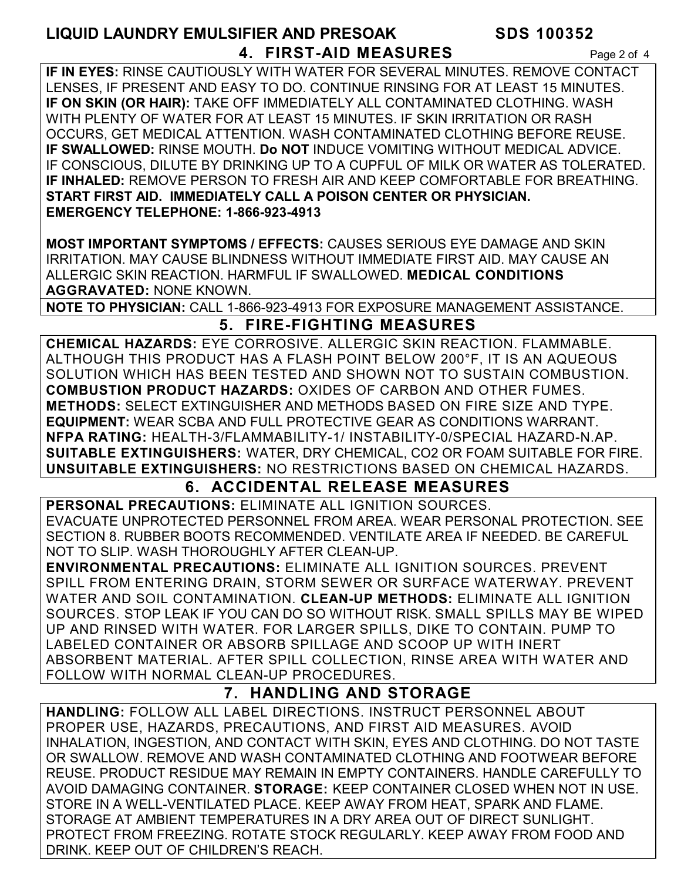**LIQUID LAUNDRY EMULSIFIER AND PRESOAK SDS 100352**

## 4. FIRST-AID MEASURES

**IF IN EYES:** RINSE CAUTIOUSLY WITH WATER FOR SEVERAL MINUTES. REMOVE CONTACT LENSES, IF PRESENT AND EASY TO DO. CONTINUE RINSING FOR AT LEAST 15 MINUTES.
**IF ON SKIN (OR HAIR):** TAKE OFF IMMEDIATELY ALL CONTAMINATED CLOTHING. WASH WITH PLENTY OF WATER FOR AT LEAST 15 MINUTES. IF SKIN IRRITATION OR RASH OCCURS, GET MEDICAL ATTENTION. WASH CONTAMINATED CLOTHING BEFORE REUSE.
**IF SWALLOWED:** RINSE MOUTH. **Do NOT** INDUCE VOMITING WITHOUT MEDICAL ADVICE. IF CONSCIOUS, DILUTE BY DRINKING UP TO A CUPFUL OF MILK OR WATER AS TOLERATED.
**IF INHALED:** REMOVE PERSON TO FRESH AIR AND KEEP COMFORTABLE FOR BREATHING.
**START FIRST AID. IMMEDIATELY CALL A POISON CENTER OR PHYSICIAN.**
**EMERGENCY TELEPHONE: 1-866-923-4913**

**MOST IMPORTANT SYMPTOMS / EFFECTS:** CAUSES SERIOUS EYE DAMAGE AND SKIN IRRITATION. MAY CAUSE BLINDNESS WITHOUT IMMEDIATE FIRST AID. MAY CAUSE AN ALLERGIC SKIN REACTION. HARMFUL IF SWALLOWED. **MEDICAL CONDITIONS AGGRAVATED:** NONE KNOWN.

**NOTE TO PHYSICIAN:** CALL 1-866-923-4913 FOR EXPOSURE MANAGEMENT ASSISTANCE.

## 5. FIRE-FIGHTING MEASURES

**CHEMICAL HAZARDS:** EYE CORROSIVE. ALLERGIC SKIN REACTION. FLAMMABLE. ALTHOUGH THIS PRODUCT HAS A FLASH POINT BELOW 200°F, IT IS AN AQUEOUS SOLUTION WHICH HAS BEEN TESTED AND SHOWN NOT TO SUSTAIN COMBUSTION.
**COMBUSTION PRODUCT HAZARDS:** OXIDES OF CARBON AND OTHER FUMES.
**METHODS:** SELECT EXTINGUISHER AND METHODS BASED ON FIRE SIZE AND TYPE.
**EQUIPMENT:** WEAR SCBA AND FULL PROTECTIVE GEAR AS CONDITIONS WARRANT.
**NFPA RATING:** HEALTH-3/FLAMMABILITY-1/ INSTABILITY-0/SPECIAL HAZARD-N.AP.
**SUITABLE EXTINGUISHERS:** WATER, DRY CHEMICAL, CO2 OR FOAM SUITABLE FOR FIRE.
**UNSUITABLE EXTINGUISHERS:** NO RESTRICTIONS BASED ON CHEMICAL HAZARDS.

## 6. ACCIDENTAL RELEASE MEASURES

**PERSONAL PRECAUTIONS:** ELIMINATE ALL IGNITION SOURCES.
EVACUATE UNPROTECTED PERSONNEL FROM AREA. WEAR PERSONAL PROTECTION. SEE SECTION 8. RUBBER BOOTS RECOMMENDED. VENTILATE AREA IF NEEDED. BE CAREFUL NOT TO SLIP. WASH THOROUGHLY AFTER CLEAN-UP.
**ENVIRONMENTAL PRECAUTIONS:** ELIMINATE ALL IGNITION SOURCES. PREVENT SPILL FROM ENTERING DRAIN, STORM SEWER OR SURFACE WATERWAY. PREVENT WATER AND SOIL CONTAMINATION. **CLEAN-UP METHODS:** ELIMINATE ALL IGNITION SOURCES. STOP LEAK IF YOU CAN DO SO WITHOUT RISK. SMALL SPILLS MAY BE WIPED UP AND RINSED WITH WATER. FOR LARGER SPILLS, DIKE TO CONTAIN. PUMP TO LABELED CONTAINER OR ABSORB SPILLAGE AND SCOOP UP WITH INERT ABSORBENT MATERIAL. AFTER SPILL COLLECTION, RINSE AREA WITH WATER AND FOLLOW WITH NORMAL CLEAN-UP PROCEDURES.

## 7. HANDLING AND STORAGE

**HANDLING:** FOLLOW ALL LABEL DIRECTIONS. INSTRUCT PERSONNEL ABOUT PROPER USE, HAZARDS, PRECAUTIONS, AND FIRST AID MEASURES. AVOID INHALATION, INGESTION, AND CONTACT WITH SKIN, EYES AND CLOTHING. DO NOT TASTE OR SWALLOW. REMOVE AND WASH CONTAMINATED CLOTHING AND FOOTWEAR BEFORE REUSE. PRODUCT RESIDUE MAY REMAIN IN EMPTY CONTAINERS. HANDLE CAREFULLY TO AVOID DAMAGING CONTAINER. **STORAGE:** KEEP CONTAINER CLOSED WHEN NOT IN USE. STORE IN A WELL-VENTILATED PLACE. KEEP AWAY FROM HEAT, SPARK AND FLAME. STORAGE AT AMBIENT TEMPERATURES IN A DRY AREA OUT OF DIRECT SUNLIGHT. PROTECT FROM FREEZING. ROTATE STOCK REGULARLY. KEEP AWAY FROM FOOD AND DRINK. KEEP OUT OF CHILDREN'S REACH.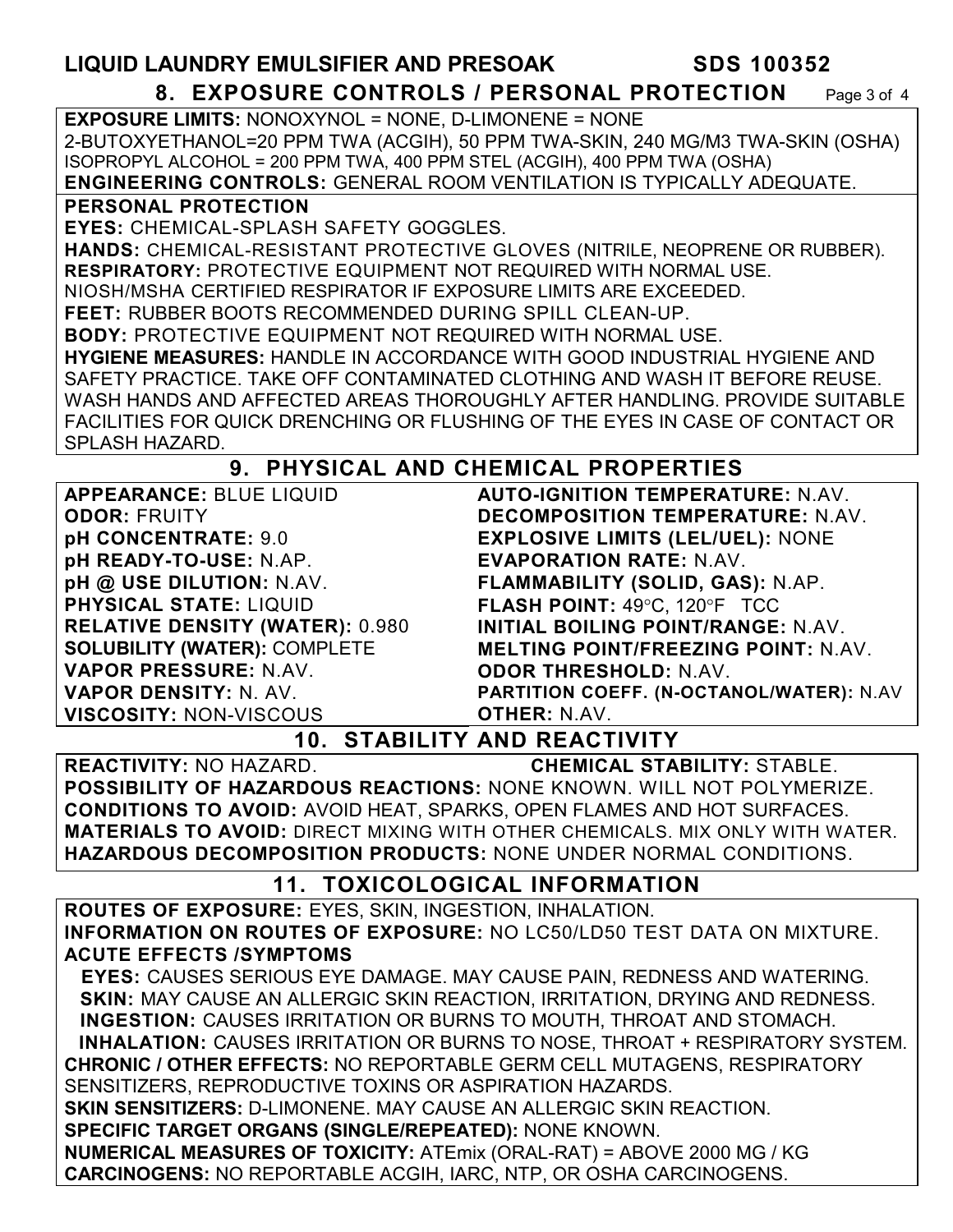## 8. EXPOSURE CONTROLS / PERSONAL PROTECTION

**EXPOSURE LIMITS:** NONOXYNOL = NONE, D-LIMONENE = NONE
2-BUTOXYETHANOL=20 PPM TWA (ACGIH), 50 PPM TWA-SKIN, 240 MG/M3 TWA-SKIN (OSHA)
ISOPROPYL ALCOHOL = 200 PPM TWA, 400 PPM STEL (ACGIH), 400 PPM TWA (OSHA)
**ENGINEERING CONTROLS:** GENERAL ROOM VENTILATION IS TYPICALLY ADEQUATE.

**PERSONAL PROTECTION**
**EYES:** CHEMICAL-SPLASH SAFETY GOGGLES.
**HANDS:** CHEMICAL-RESISTANT PROTECTIVE GLOVES (NITRILE, NEOPRENE OR RUBBER).
**RESPIRATORY:** PROTECTIVE EQUIPMENT NOT REQUIRED WITH NORMAL USE.
NIOSH/MSHA CERTIFIED RESPIRATOR IF EXPOSURE LIMITS ARE EXCEEDED.
**FEET:** RUBBER BOOTS RECOMMENDED DURING SPILL CLEAN-UP.
**BODY:** PROTECTIVE EQUIPMENT NOT REQUIRED WITH NORMAL USE.
**HYGIENE MEASURES:** HANDLE IN ACCORDANCE WITH GOOD INDUSTRIAL HYGIENE AND SAFETY PRACTICE. TAKE OFF CONTAMINATED CLOTHING AND WASH IT BEFORE REUSE. WASH HANDS AND AFFECTED AREAS THOROUGHLY AFTER HANDLING. PROVIDE SUITABLE FACILITIES FOR QUICK DRENCHING OR FLUSHING OF THE EYES IN CASE OF CONTACT OR SPLASH HAZARD.

## 9. PHYSICAL AND CHEMICAL PROPERTIES

**APPEARANCE:** BLUE LIQUID
**ODOR:** FRUITY
**pH CONCENTRATE:** 9.0
**pH READY-TO-USE:** N.AP.
**pH @ USE DILUTION:** N.AV.
**PHYSICAL STATE:** LIQUID
**RELATIVE DENSITY (WATER):** 0.980
**SOLUBILITY (WATER):** COMPLETE
**VAPOR PRESSURE:** N.AV.
**VAPOR DENSITY:** N. AV.
**VISCOSITY:** NON-VISCOUS

**AUTO-IGNITION TEMPERATURE:** N.AV.
**DECOMPOSITION TEMPERATURE:** N.AV.
**EXPLOSIVE LIMITS (LEL/UEL):** NONE
**EVAPORATION RATE:** N.AV.
**FLAMMABILITY (SOLID, GAS):** N.AP.
**FLASH POINT:** 49°C, 120°F TCC
**INITIAL BOILING POINT/RANGE:** N.AV.
**MELTING POINT/FREEZING POINT:** N.AV.
**ODOR THRESHOLD:** N.AV.
**PARTITION COEFF. (N-OCTANOL/WATER):** N.AV
**OTHER:** N.AV.

## 10. STABILITY AND REACTIVITY

**REACTIVITY:** NO HAZARD. **CHEMICAL STABILITY:** STABLE.
**POSSIBILITY OF HAZARDOUS REACTIONS:** NONE KNOWN. WILL NOT POLYMERIZE.
**CONDITIONS TO AVOID:** AVOID HEAT, SPARKS, OPEN FLAMES AND HOT SURFACES.
**MATERIALS TO AVOID:** DIRECT MIXING WITH OTHER CHEMICALS. MIX ONLY WITH WATER.
**HAZARDOUS DECOMPOSITION PRODUCTS:** NONE UNDER NORMAL CONDITIONS.

## 11. TOXICOLOGICAL INFORMATION

**ROUTES OF EXPOSURE:** EYES, SKIN, INGESTION, INHALATION.
**INFORMATION ON ROUTES OF EXPOSURE:** NO LC50/LD50 TEST DATA ON MIXTURE.
**ACUTE EFFECTS /SYMPTOMS**
**EYES:** CAUSES SERIOUS EYE DAMAGE. MAY CAUSE PAIN, REDNESS AND WATERING.
**SKIN:** MAY CAUSE AN ALLERGIC SKIN REACTION, IRRITATION, DRYING AND REDNESS.
**INGESTION:** CAUSES IRRITATION OR BURNS TO MOUTH, THROAT AND STOMACH.
**INHALATION:** CAUSES IRRITATION OR BURNS TO NOSE, THROAT + RESPIRATORY SYSTEM.
**CHRONIC / OTHER EFFECTS:** NO REPORTABLE GERM CELL MUTAGENS, RESPIRATORY SENSITIZERS, REPRODUCTIVE TOXINS OR ASPIRATION HAZARDS.
**SKIN SENSITIZERS:** D-LIMONENE. MAY CAUSE AN ALLERGIC SKIN REACTION.
**SPECIFIC TARGET ORGANS (SINGLE/REPEATED):** NONE KNOWN.
**NUMERICAL MEASURES OF TOXICITY:** ATEmix (ORAL-RAT) = ABOVE 2000 MG / KG
**CARCINOGENS:** NO REPORTABLE ACGIH, IARC, NTP, OR OSHA CARCINOGENS.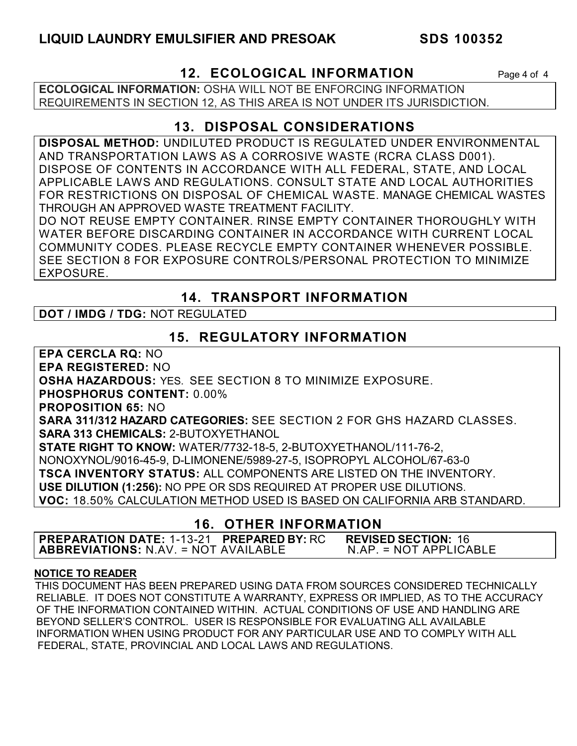## 12. ECOLOGICAL INFORMATION

**ECOLOGICAL INFORMATION:** OSHA WILL NOT BE ENFORCING INFORMATION REQUIREMENTS IN SECTION 12, AS THIS AREA IS NOT UNDER ITS JURISDICTION.

## 13. DISPOSAL CONSIDERATIONS

**DISPOSAL METHOD:** UNDILUTED PRODUCT IS REGULATED UNDER ENVIRONMENTAL AND TRANSPORTATION LAWS AS A CORROSIVE WASTE (RCRA CLASS D001). DISPOSE OF CONTENTS IN ACCORDANCE WITH ALL FEDERAL, STATE, AND LOCAL APPLICABLE LAWS AND REGULATIONS. CONSULT STATE AND LOCAL AUTHORITIES FOR RESTRICTIONS ON DISPOSAL OF CHEMICAL WASTE. MANAGE CHEMICAL WASTES THROUGH AN APPROVED WASTE TREATMENT FACILITY.

DO NOT REUSE EMPTY CONTAINER. RINSE EMPTY CONTAINER THOROUGHLY WITH WATER BEFORE DISCARDING CONTAINER IN ACCORDANCE WITH CURRENT LOCAL COMMUNITY CODES. PLEASE RECYCLE EMPTY CONTAINER WHENEVER POSSIBLE. SEE SECTION 8 FOR EXPOSURE CONTROLS/PERSONAL PROTECTION TO MINIMIZE EXPOSURE.

## 14. TRANSPORT INFORMATION

**DOT / IMDG / TDG:** NOT REGULATED

## 15. REGULATORY INFORMATION

**EPA CERCLA RQ:** NO
**EPA REGISTERED:** NO
**OSHA HAZARDOUS:** YES. SEE SECTION 8 TO MINIMIZE EXPOSURE.
**PHOSPHORUS CONTENT:** 0.00%
**PROPOSITION 65:** NO
**SARA 311/312 HAZARD CATEGORIES:** SEE SECTION 2 FOR GHS HAZARD CLASSES.
**SARA 313 CHEMICALS:** 2-BUTOXYETHANOL
**STATE RIGHT TO KNOW:** WATER/7732-18-5, 2-BUTOXYETHANOL/111-76-2, NONOXYNOL/9016-45-9, D-LIMONENE/5989-27-5, ISOPROPYL ALCOHOL/67-63-0
**TSCA INVENTORY STATUS:** ALL COMPONENTS ARE LISTED ON THE INVENTORY.
**USE DILUTION (1:256):** NO PPE OR SDS REQUIRED AT PROPER USE DILUTIONS.
**VOC:** 18.50% CALCULATION METHOD USED IS BASED ON CALIFORNIA ARB STANDARD.

## 16. OTHER INFORMATION

**PREPARATION DATE:** 1-13-21 **PREPARED BY:** RC **REVISED SECTION:** 16
**ABBREVIATIONS:** N.AV. = NOT AVAILABLE N.AP. = NOT APPLICABLE

**NOTICE TO READER**

THIS DOCUMENT HAS BEEN PREPARED USING DATA FROM SOURCES CONSIDERED TECHNICALLY RELIABLE. IT DOES NOT CONSTITUTE A WARRANTY, EXPRESS OR IMPLIED, AS TO THE ACCURACY OF THE INFORMATION CONTAINED WITHIN. ACTUAL CONDITIONS OF USE AND HANDLING ARE BEYOND SELLER'S CONTROL. USER IS RESPONSIBLE FOR EVALUATING ALL AVAILABLE INFORMATION WHEN USING PRODUCT FOR ANY PARTICULAR USE AND TO COMPLY WITH ALL FEDERAL, STATE, PROVINCIAL AND LOCAL LAWS AND REGULATIONS.